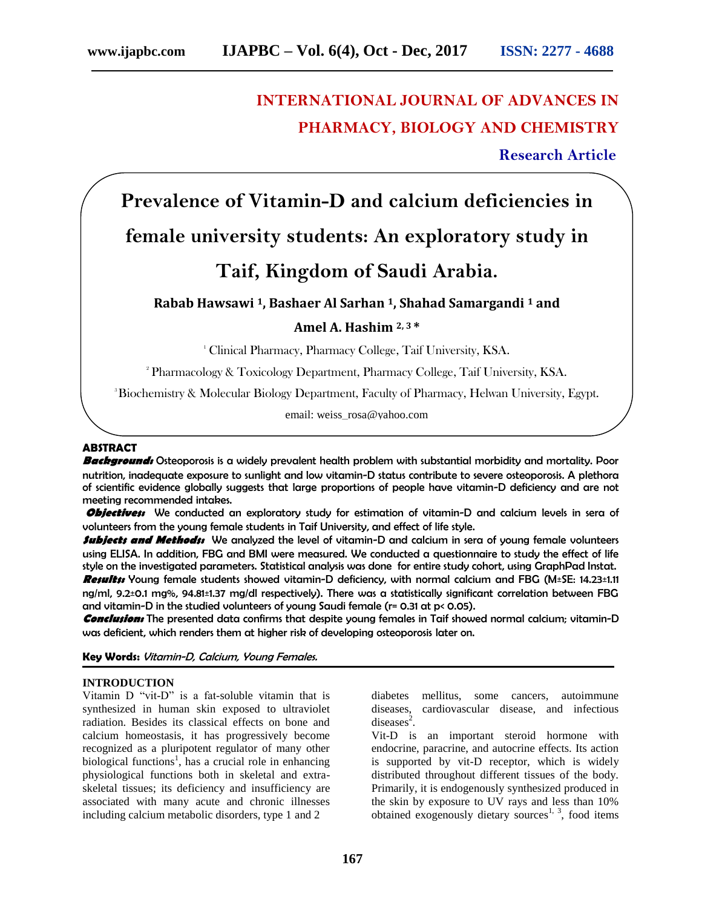# INTERNATIONAL JOURNAL OF ADVANCES IN PHARMACY, BIOLOGY AND CHEMISTRY

**Research Article**

# Prevalence of Vitamin-D and calcium deficiencies in female university students: An exploratory study in Taif, Kingdom of Saudi Arabia.

**Rabab Hawsawi [1], Bashaer Al Sarhan [1], Shahad Samargandi [1] and Amel A. Hashim [2, 3] ***

[1] Clinical Pharmacy, Pharmacy College, Taif University, KSA.

[2] Pharmacology & Toxicology Department, Pharmacy College, Taif University, KSA.

[3] Biochemistry & Molecular Biology Department, Faculty of Pharmacy, Helwan University, Egypt.

email: weiss_rosa@yahoo.com

## ABSTRACT

***Background:*** Osteoporosis is a widely prevalent health problem with substantial morbidity and mortality. Poor nutrition, inadequate exposure to sunlight and low vitamin-D status contribute to severe osteoporosis. A plethora of scientific evidence globally suggests that large proportions of people have vitamin-D deficiency and are not meeting recommended intakes.

***Objectives:*** We conducted an exploratory study for estimation of vitamin-D and calcium levels in sera of volunteers from the young female students in Taif University, and effect of life style.

***Subjects and Methods:*** We analyzed the level of vitamin-D and calcium in sera of young female volunteers using ELISA. In addition, FBG and BMI were measured. We conducted a questionnaire to study the effect of life style on the investigated parameters. Statistical analysis was done for entire study cohort, using GraphPad Instat.

***Results:*** Young female students showed vitamin-D deficiency, with normal calcium and FBG (M±SE: 14.23±1.11 ng/ml, 9.2±0.1 mg%, 94.81±1.37 mg/dl respectively). There was a statistically significant correlation between FBG and vitamin-D in the studied volunteers of young Saudi female ($r = 0.31$ at $p < 0.05$).

***Conclusion:*** The presented data confirms that despite young females in Taif showed normal calcium; vitamin-D was deficient, which renders them at higher risk of developing osteoporosis later on.

**Key Words:** *Vitamin-D, Calcium, Young Females.*

## INTRODUCTION

Vitamin D "vit-D" is a fat-soluble vitamin that is synthesized in human skin exposed to ultraviolet radiation. Besides its classical effects on bone and calcium homeostasis, it has progressively become recognized as a pluripotent regulator of many other biological functions[1], has a crucial role in enhancing physiological functions both in skeletal and extra-skeletal tissues; its deficiency and insufficiency are associated with many acute and chronic illnesses including calcium metabolic disorders, type 1 and 2 diabetes mellitus, some cancers, autoimmune diseases, cardiovascular disease, and infectious diseases[2].

Vit-D is an important steroid hormone with endocrine, paracrine, and autocrine effects. Its action is supported by vit-D receptor, which is widely distributed throughout different tissues of the body. Primarily, it is endogenously synthesized produced in the skin by exposure to UV rays and less than 10% obtained exogenously dietary sources[1, 3], food items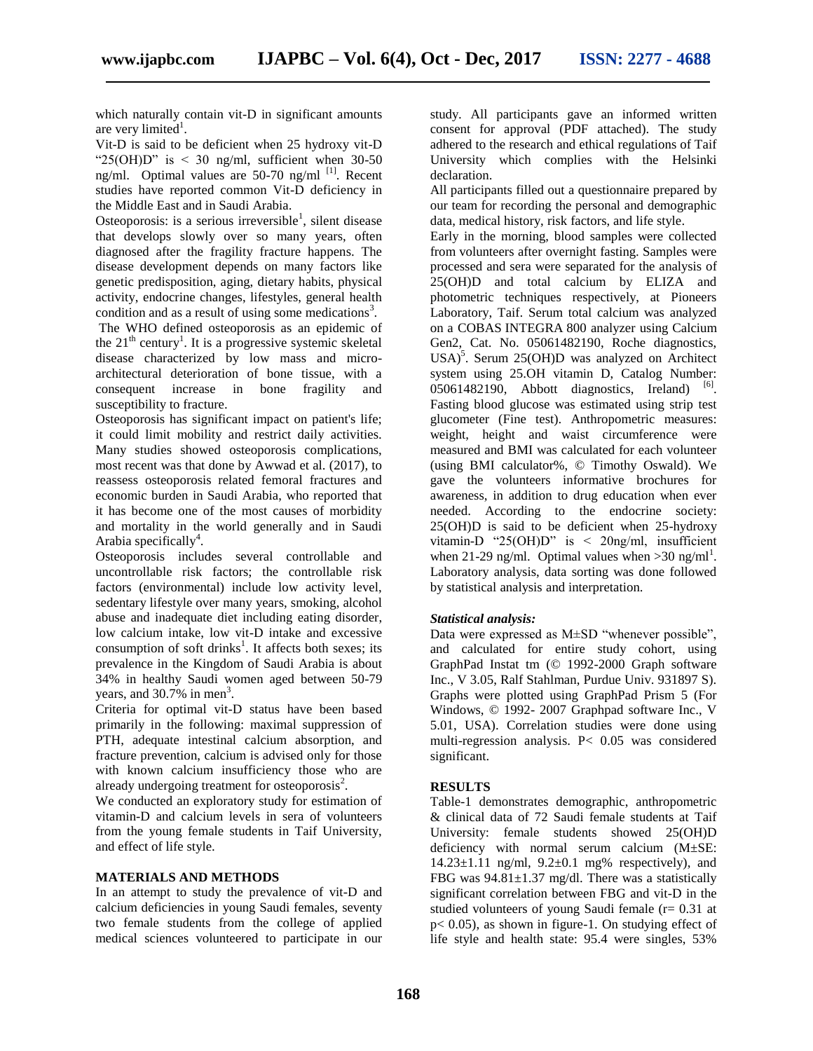which naturally contain vit-D in significant amounts are very limited[1].

Vit-D is said to be deficient when 25 hydroxy vit-D "25(OH)D" is < 30 ng/ml, sufficient when 30-50 ng/ml. Optimal values are 50-70 ng/ml [1]. Recent studies have reported common Vit-D deficiency in the Middle East and in Saudi Arabia.

Osteoporosis: is a serious irreversible[1], silent disease that develops slowly over so many years, often diagnosed after the fragility fracture happens. The disease development depends on many factors like genetic predisposition, aging, dietary habits, physical activity, endocrine changes, lifestyles, general health condition and as a result of using some medications[3].

The WHO defined osteoporosis as an epidemic of the 21th century[1]. It is a progressive systemic skeletal disease characterized by low mass and micro-architectural deterioration of bone tissue, with a consequent increase in bone fragility and susceptibility to fracture.

Osteoporosis has significant impact on patient's life; it could limit mobility and restrict daily activities. Many studies showed osteoporosis complications, most recent was that done by Awwad et al. (2017), to reassess osteoporosis related femoral fractures and economic burden in Saudi Arabia, who reported that it has become one of the most causes of morbidity and mortality in the world generally and in Saudi Arabia specifically[4].

Osteoporosis includes several controllable and uncontrollable risk factors; the controllable risk factors (environmental) include low activity level, sedentary lifestyle over many years, smoking, alcohol abuse and inadequate diet including eating disorder, low calcium intake, low vit-D intake and excessive consumption of soft drinks[1]. It affects both sexes; its prevalence in the Kingdom of Saudi Arabia is about 34% in healthy Saudi women aged between 50-79 years, and 30.7% in men[3].

Criteria for optimal vit-D status have been based primarily in the following: maximal suppression of PTH, adequate intestinal calcium absorption, and fracture prevention, calcium is advised only for those with known calcium insufficiency those who are already undergoing treatment for osteoporosis[2].

We conducted an exploratory study for estimation of vitamin-D and calcium levels in sera of volunteers from the young female students in Taif University, and effect of life style.

## MATERIALS AND METHODS

In an attempt to study the prevalence of vit-D and calcium deficiencies in young Saudi females, seventy two female students from the college of applied medical sciences volunteered to participate in our study. All participants gave an informed written consent for approval (PDF attached). The study adhered to the research and ethical regulations of Taif University which complies with the Helsinki declaration.

All participants filled out a questionnaire prepared by our team for recording the personal and demographic data, medical history, risk factors, and life style.

Early in the morning, blood samples were collected from volunteers after overnight fasting. Samples were processed and sera were separated for the analysis of 25(OH)D and total calcium by ELIZA and photometric techniques respectively, at Pioneers Laboratory, Taif. Serum total calcium was analyzed on a COBAS INTEGRA 800 analyzer using Calcium Gen2, Cat. No. 05061482190, Roche diagnostics, USA)[5]. Serum 25(OH)D was analyzed on Architect system using 25.OH vitamin D, Catalog Number: 05061482190, Abbott diagnostics, Ireland) [6]. Fasting blood glucose was estimated using strip test glucometer (Fine test). Anthropometric measures: weight, height and waist circumference were measured and BMI was calculated for each volunteer (using BMI calculator%, © Timothy Oswald). We gave the volunteers informative brochures for awareness, in addition to drug education when ever needed. According to the endocrine society: 25(OH)D is said to be deficient when 25-hydroxy vitamin-D "25(OH)D" is < 20ng/ml, insufficient when 21-29 ng/ml. Optimal values when >30 ng/ml[1]. Laboratory analysis, data sorting was done followed by statistical analysis and interpretation.

### *Statistical analysis:*

Data were expressed as M±SD "whenever possible", and calculated for entire study cohort, using GraphPad Instat tm (© 1992-2000 Graph software Inc., V 3.05, Ralf Stahlman, Purdue Univ. 931897 S). Graphs were plotted using GraphPad Prism 5 (For Windows, © 1992- 2007 Graphpad software Inc., V 5.01, USA). Correlation studies were done using multi-regression analysis. $P < 0.05$ was considered significant.

## RESULTS

Table-1 demonstrates demographic, anthropometric & clinical data of 72 Saudi female students at Taif University: female students showed 25(OH)D deficiency with normal serum calcium (M±SE: 14.23±1.11 ng/ml, 9.2±0.1 mg% respectively), and FBG was 94.81±1.37 mg/dl. There was a statistically significant correlation between FBG and vit-D in the studied volunteers of young Saudi female ($r = 0.31$ at $p < 0.05$), as shown in figure-1. On studying effect of life style and health state: 95.4 were singles, 53%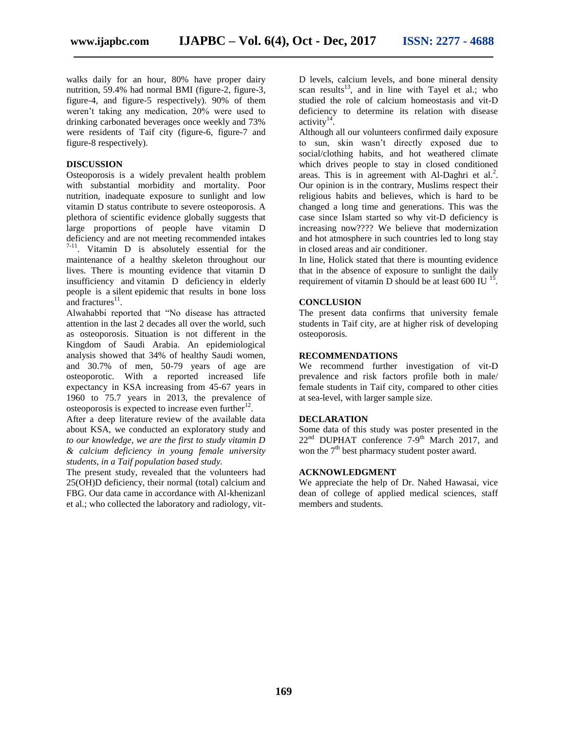walks daily for an hour, 80% have proper dairy nutrition, 59.4% had normal BMI (figure-2, figure-3, figure-4, and figure-5 respectively). 90% of them weren't taking any medication, 20% were used to drinking carbonated beverages once weekly and 73% were residents of Taif city (figure-6, figure-7 and figure-8 respectively).

## DISCUSSION

Osteoporosis is a widely prevalent health problem with substantial morbidity and mortality. Poor nutrition, inadequate exposure to sunlight and low vitamin D status contribute to severe osteoporosis. A plethora of scientific evidence globally suggests that large proportions of people have vitamin D deficiency and are not meeting recommended intakes [7-11]. Vitamin D is absolutely essential for the maintenance of a healthy skeleton throughout our lives. There is mounting evidence that vitamin D insufficiency and vitamin D deficiency in elderly people is a silent epidemic that results in bone loss and fractures[11].

Alwahabbi reported that "No disease has attracted attention in the last 2 decades all over the world, such as osteoporosis. Situation is not different in the Kingdom of Saudi Arabia. An epidemiological analysis showed that 34% of healthy Saudi women, and 30.7% of men, 50-79 years of age are osteoporotic. With a reported increased life expectancy in KSA increasing from 45-67 years in 1960 to 75.7 years in 2013, the prevalence of osteoporosis is expected to increase even further[12].

After a deep literature review of the available data about KSA, we conducted an exploratory study and *to our knowledge, we are the first to study vitamin D & calcium deficiency in young female university students, in a Taif population based study.*

The present study, revealed that the volunteers had 25(OH)D deficiency, their normal (total) calcium and FBG. Our data came in accordance with Al-khenizanl et al.; who collected the laboratory and radiology, vit-D levels, calcium levels, and bone mineral density scan results[13], and in line with Tayel et al.; who studied the role of calcium homeostasis and vit-D deficiency to determine its relation with disease activity[14].

Although all our volunteers confirmed daily exposure to sun, skin wasn't directly exposed due to social/clothing habits, and hot weathered climate which drives people to stay in closed conditioned areas. This is in agreement with Al-Daghri et al.[2]. Our opinion is in the contrary, Muslims respect their religious habits and believes, which is hard to be changed a long time and generations. This was the case since Islam started so why vit-D deficiency is increasing now???? We believe that modernization and hot atmosphere in such countries led to long stay in closed areas and air conditioner.

In line, Holick stated that there is mounting evidence that in the absence of exposure to sunlight the daily requirement of vitamin D should be at least 600 IU [15].

## CONCLUSION

The present data confirms that university female students in Taif city, are at higher risk of developing osteoporosis.

## RECOMMENDATIONS

We recommend further investigation of vit-D prevalence and risk factors profile both in male/ female students in Taif city, compared to other cities at sea-level, with larger sample size.

## DECLARATION

Some data of this study was poster presented in the 22nd DUPHAT conference 7-9th March 2017, and won the 7th best pharmacy student poster award.

## ACKNOWLEDGMENT

We appreciate the help of Dr. Nahed Hawasai, vice dean of college of applied medical sciences, staff members and students.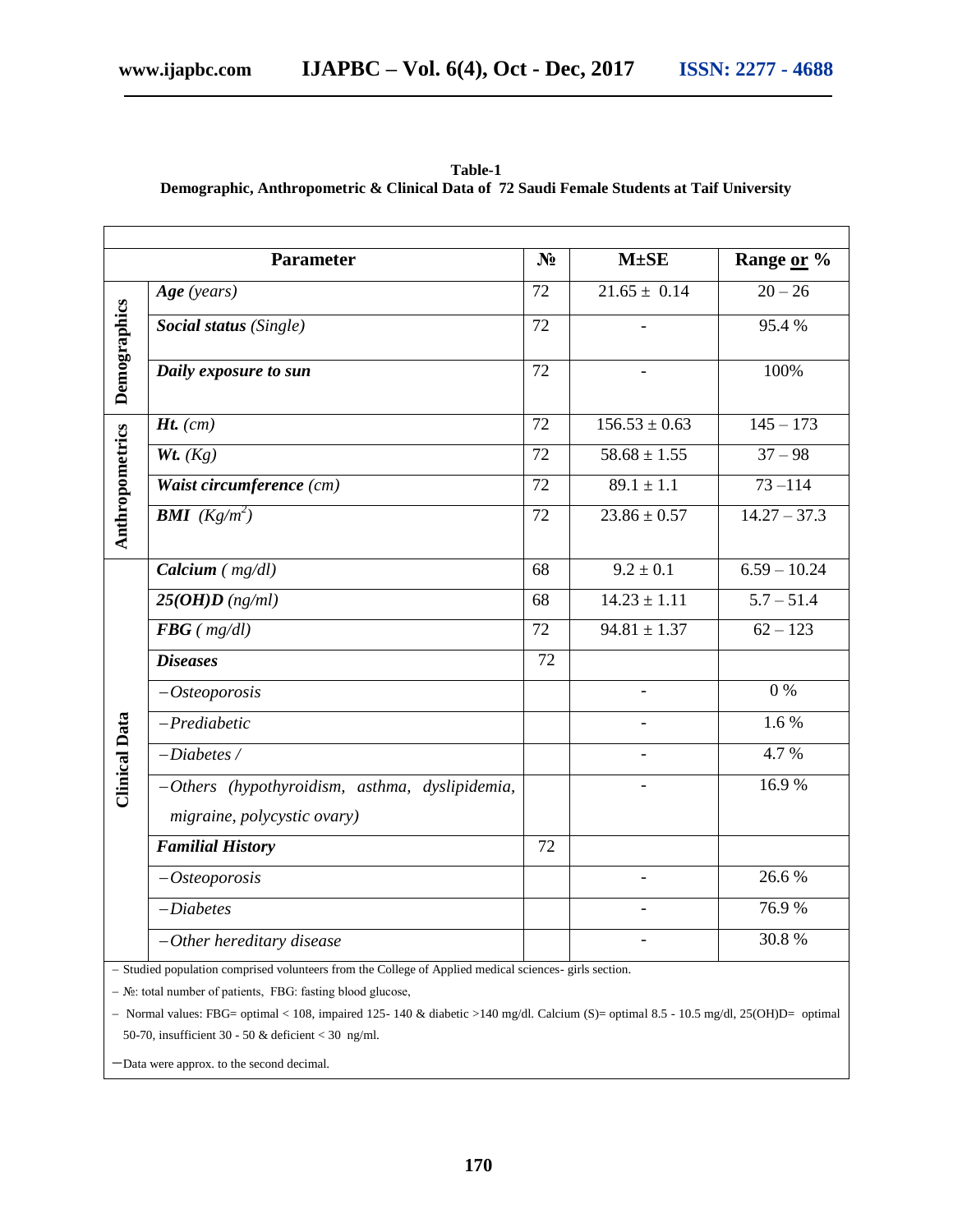**Table-1**
**Demographic, Anthropometric & Clinical Data of 72 Saudi Female Students at Taif University**

| | Parameter | № | M±SE | Range or % |
|---|---|---|---|---|
| **Demographics** | ***Age*** *(years)* | 72 | 21.65 ± 0.14 | 20 – 26 |
| | ***Social status*** *(Single)* | 72 | - | 95.4 % |
| | ***Daily exposure to sun*** | 72 | - | 100% |
| **Anthropometrics** | ***Ht.*** *(cm)* | 72 | 156.53 ± 0.63 | 145 – 173 |
| | ***Wt.*** *(Kg)* | 72 | 58.68 ± 1.55 | 37 – 98 |
| | ***Waist circumference*** *(cm)* | 72 | 89.1 ± 1.1 | 73 –114 |
| | ***BMI*** *($Kg/m^2$)* | 72 | 23.86 ± 0.57 | 14.27 – 37.3 |
| **Clinical Data** | ***Calcium*** *( mg/dl)* | 68 | 9.2 ± 0.1 | 6.59 – 10.24 |
| | ***25(OH)D*** *(ng/ml)* | 68 | 14.23 ± 1.11 | 5.7 – 51.4 |
| | ***FBG*** *( mg/dl)* | 72 | 94.81 ± 1.37 | 62 – 123 |
| | ***Diseases*** | 72 | | |
| | *–Osteoporosis* | | - | 0 % |
| | *–Prediabetic* | | - | 1.6 % |
| | *–Diabetes /* | | - | 4.7 % |
| | *–Others (hypothyroidism, asthma, dyslipidemia, migraine, polycystic ovary)* | | - | 16.9 % |
| | ***Familial History*** | 72 | | |
| | *–Osteoporosis* | | - | 26.6 % |
| | *–Diabetes* | | - | 76.9 % |
| | *–Other hereditary disease* | | - | 30.8 % |

– Studied population comprised volunteers from the College of Applied medical sciences- girls section.

– №: total number of patients, FBG: fasting blood glucose,

– Normal values: FBG= optimal < 108, impaired 125- 140 & diabetic >140 mg/dl. Calcium (S)= optimal 8.5 - 10.5 mg/dl, 25(OH)D= optimal 50-70, insufficient 30 - 50 & deficient < 30 ng/ml.

–Data were approx. to the second decimal.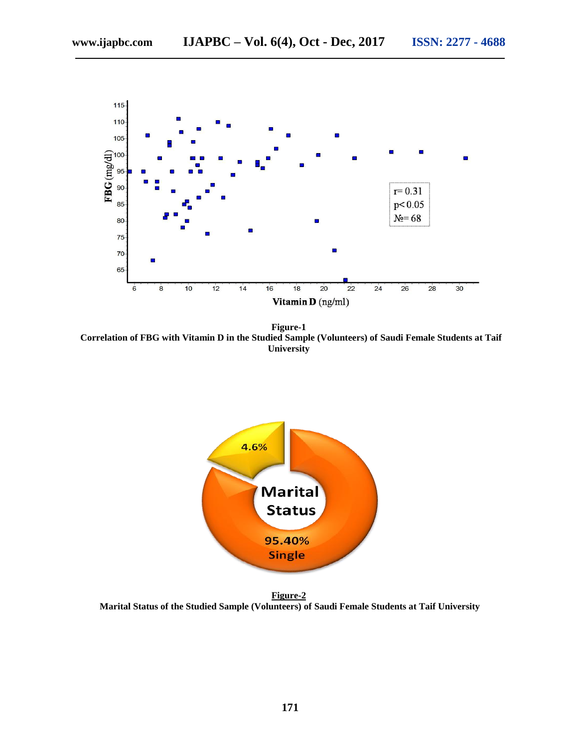**Figure-1**
**Correlation of FBG with Vitamin D in the Studied Sample (Volunteers) of Saudi Female Students at Taif University**

**Figure-2**
**Marital Status of the Studied Sample (Volunteers) of Saudi Female Students at Taif University**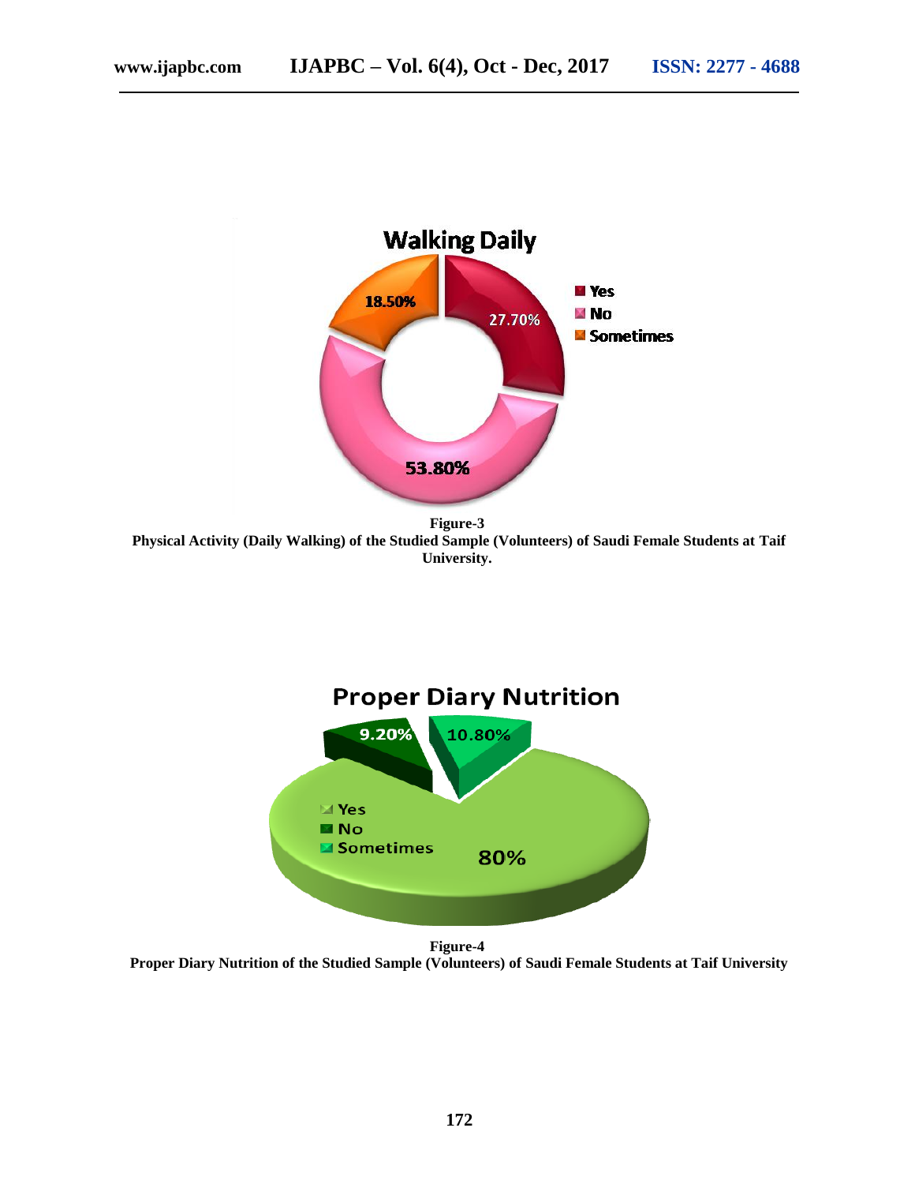**Figure-3**
**Physical Activity (Daily Walking) of the Studied Sample (Volunteers) of Saudi Female Students at Taif University.**

**Figure-4**
**Proper Diary Nutrition of the Studied Sample (Volunteers) of Saudi Female Students at Taif University**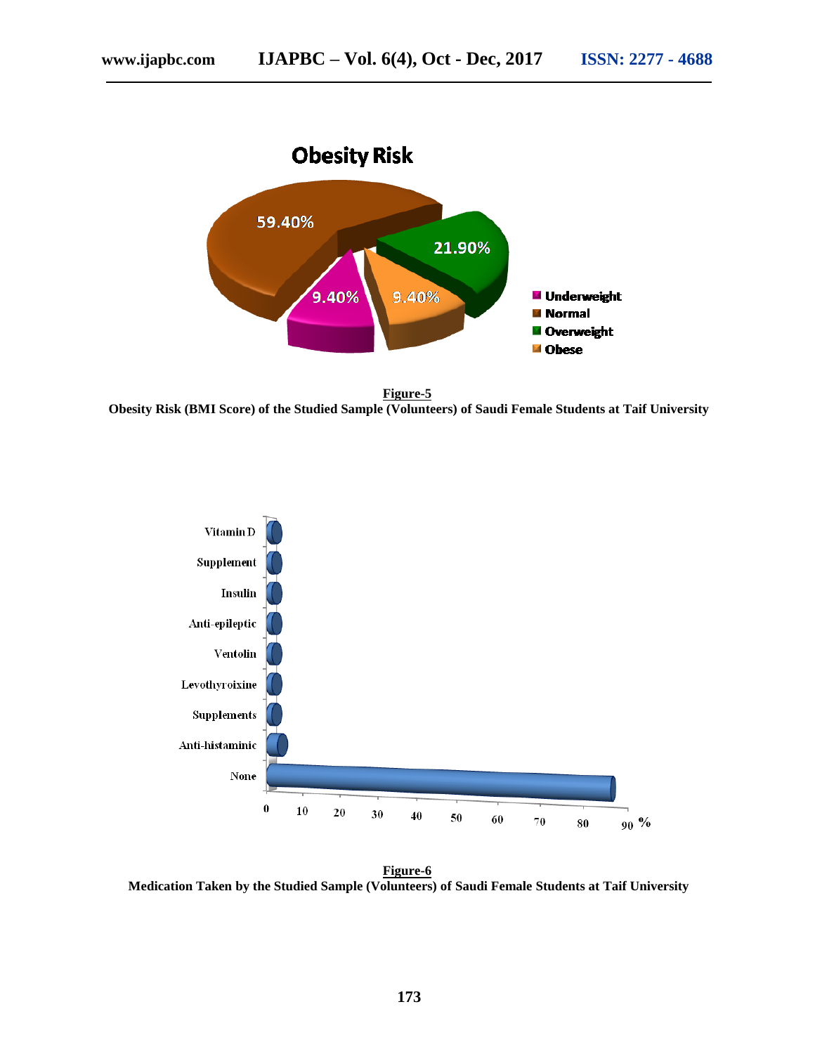**Figure-5**
**Obesity Risk (BMI Score) of the Studied Sample (Volunteers) of Saudi Female Students at Taif University**

**Figure-6**
**Medication Taken by the Studied Sample (Volunteers) of Saudi Female Students at Taif University**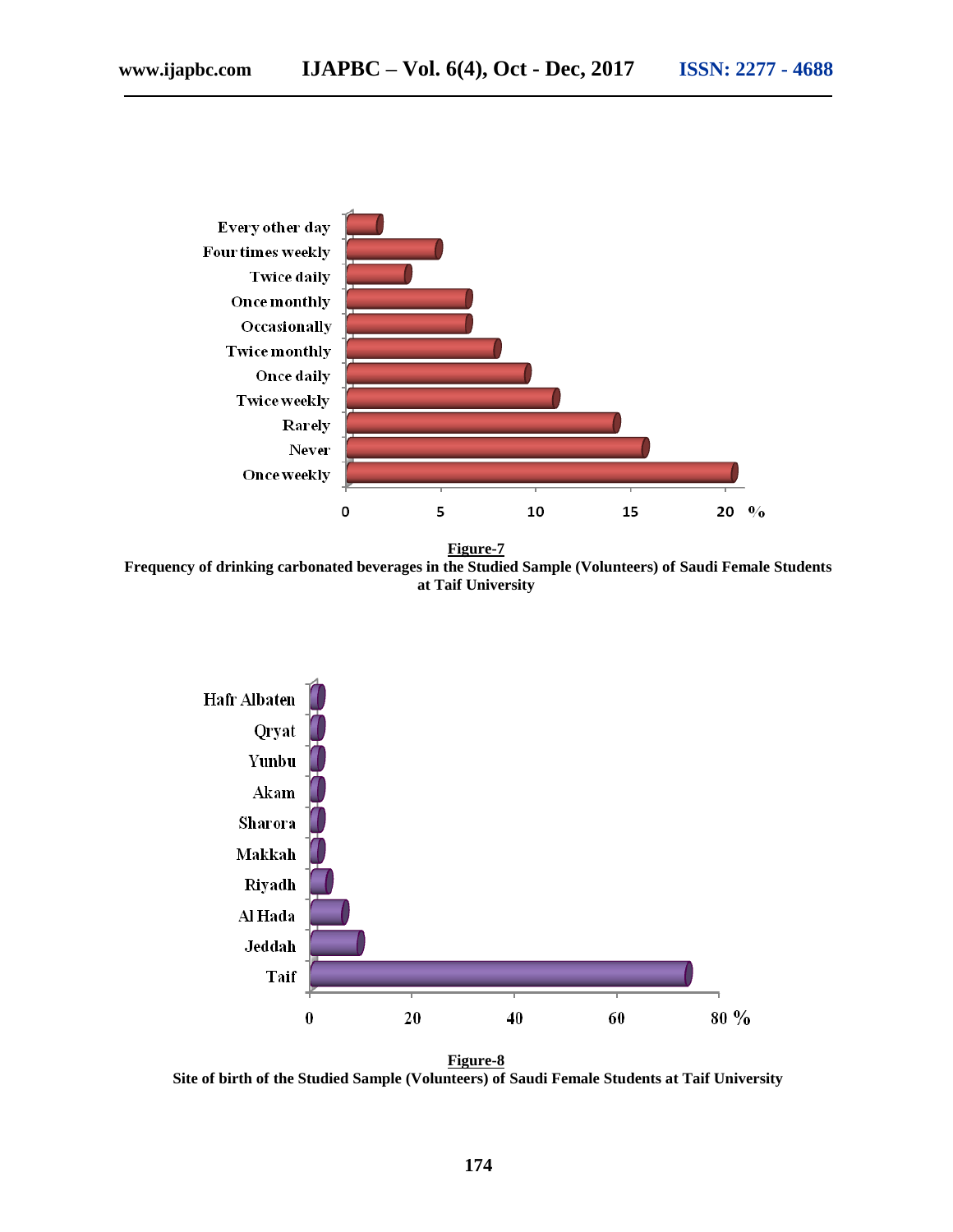**Figure-7**

**Frequency of drinking carbonated beverages in the Studied Sample (Volunteers) of Saudi Female Students at Taif University**

**Figure-8**

**Site of birth of the Studied Sample (Volunteers) of Saudi Female Students at Taif University**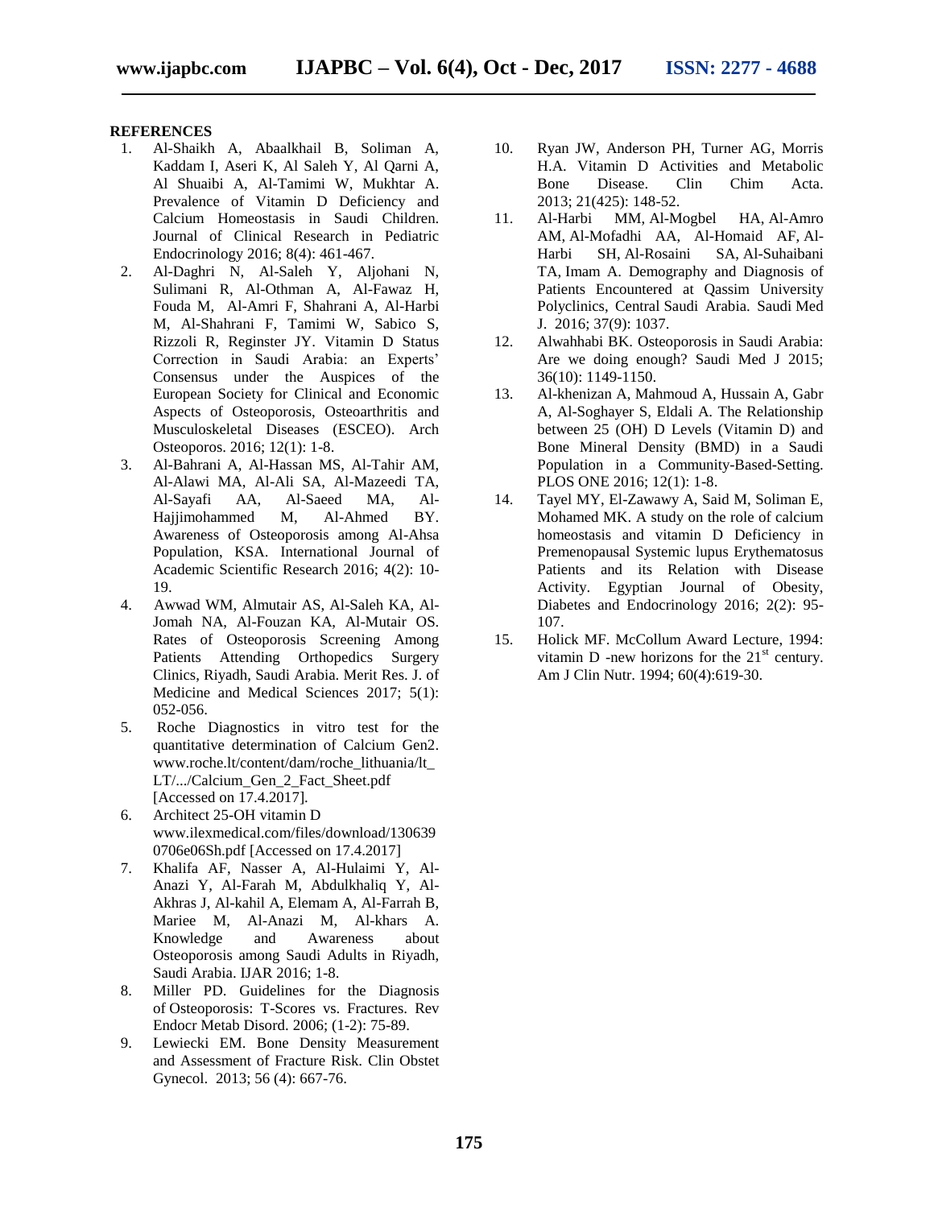## REFERENCES

1. Al-Shaikh A, Abaalkhail B, Soliman A, Kaddam I, Aseri K, Al Saleh Y, Al Qarni A, Al Shuaibi A, Al-Tamimi W, Mukhtar A. Prevalence of Vitamin D Deficiency and Calcium Homeostasis in Saudi Children. Journal of Clinical Research in Pediatric Endocrinology 2016; 8(4): 461-467.
2. Al-Daghri N, Al-Saleh Y, Aljohani N, Sulimani R, Al-Othman A, Al-Fawaz H, Fouda M, Al-Amri F, Shahrani A, Al-Harbi M, Al-Shahrani F, Tamimi W, Sabico S, Rizzoli R, Reginster JY. Vitamin D Status Correction in Saudi Arabia: an Experts' Consensus under the Auspices of the European Society for Clinical and Economic Aspects of Osteoporosis, Osteoarthritis and Musculoskeletal Diseases (ESCEO). Arch Osteoporos. 2016; 12(1): 1-8.
3. Al-Bahrani A, Al-Hassan MS, Al-Tahir AM, Al-Alawi MA, Al-Ali SA, Al-Mazeedi TA, Al-Sayafi AA, Al-Saeed MA, Al-Hajjimohammed M, Al-Ahmed BY. Awareness of Osteoporosis among Al-Ahsa Population, KSA. International Journal of Academic Scientific Research 2016; 4(2): 10-19.
4. Awwad WM, Almutair AS, Al-Saleh KA, Al-Jomah NA, Al-Fouzan KA, Al-Mutair OS. Rates of Osteoporosis Screening Among Patients Attending Orthopedics Surgery Clinics, Riyadh, Saudi Arabia. Merit Res. J. of Medicine and Medical Sciences 2017; 5(1): 052-056.
5. Roche Diagnostics in vitro test for the quantitative determination of Calcium Gen2. www.roche.lt/content/dam/roche_lithuania/lt_LT/.../Calcium_Gen_2_Fact_Sheet.pdf [Accessed on 17.4.2017].
6. Architect 25-OH vitamin D www.ilexmedical.com/files/download/1306390706e06Sh.pdf [Accessed on 17.4.2017]
7. Khalifa AF, Nasser A, Al-Hulaimi Y, Al-Anazi Y, Al-Farah M, Abdulkhaliq Y, Al-Akhras J, Al-kahil A, Elemam A, Al-Farrah B, Mariee M, Al-Anazi M, Al-khars A. Knowledge and Awareness about Osteoporosis among Saudi Adults in Riyadh, Saudi Arabia. IJAR 2016; 1-8.
8. Miller PD. Guidelines for the Diagnosis of Osteoporosis: T-Scores vs. Fractures. Rev Endocr Metab Disord. 2006; (1-2): 75-89.
9. Lewiecki EM. Bone Density Measurement and Assessment of Fracture Risk. Clin Obstet Gynecol. 2013; 56 (4): 667-76.
10. Ryan JW, Anderson PH, Turner AG, Morris H.A. Vitamin D Activities and Metabolic Bone Disease. Clin Chim Acta. 2013; 21(425): 148-52.
11. Al-Harbi MM, Al-Mogbel HA, Al-Amro AM, Al-Mofadhi AA, Al-Homaid AF, Al-Harbi SH, Al-Rosaini SA, Al-Suhaibani TA, Imam A. Demography and Diagnosis of Patients Encountered at Qassim University Polyclinics, Central Saudi Arabia. Saudi Med J. 2016; 37(9): 1037.
12. Alwahhabi BK. Osteoporosis in Saudi Arabia: Are we doing enough? Saudi Med J 2015; 36(10): 1149-1150.
13. Al-khenizan A, Mahmoud A, Hussain A, Gabr A, Al-Soghayer S, Eldali A. The Relationship between 25 (OH) D Levels (Vitamin D) and Bone Mineral Density (BMD) in a Saudi Population in a Community-Based-Setting. PLOS ONE 2016; 12(1): 1-8.
14. Tayel MY, El-Zawawy A, Said M, Soliman E, Mohamed MK. A study on the role of calcium homeostasis and vitamin D Deficiency in Premenopausal Systemic lupus Erythematosus Patients and its Relation with Disease Activity. Egyptian Journal of Obesity, Diabetes and Endocrinology 2016; 2(2): 95-107.
15. Holick MF. McCollum Award Lecture, 1994: vitamin D -new horizons for the 21st century. Am J Clin Nutr. 1994; 60(4):619-30.